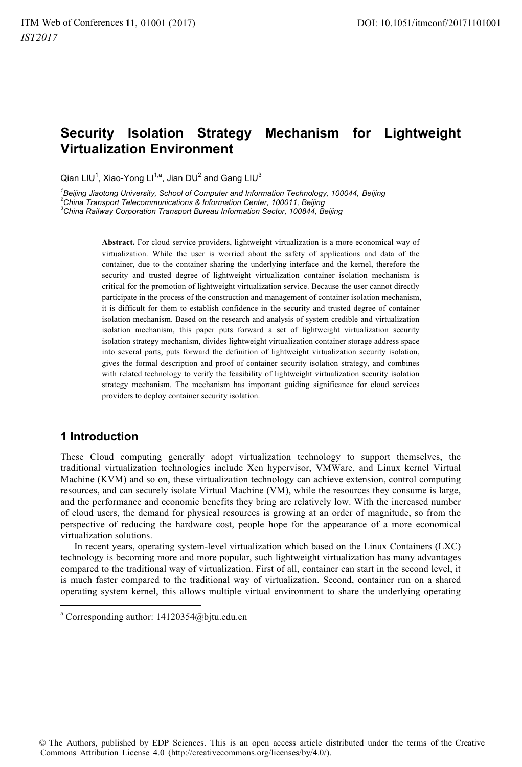# Security Isolation Strategy Mechanism for Lightweight Virtualization Environment

Qian LIU[1], Xiao-Yong LI[1,a], Jian DU[2] and Gang LIU[3]

[1]*Beijing Jiaotong University, School of Computer and Information Technology, 100044, Beijing*
[2]*China Transport Telecommunications & Information Center, 100011, Beijing*
[3]*China Railway Corporation Transport Bureau Information Sector, 100844, Beijing*

**Abstract.** For cloud service providers, lightweight virtualization is a more economical way of virtualization. While the user is worried about the safety of applications and data of the container, due to the container sharing the underlying interface and the kernel, therefore the security and trusted degree of lightweight virtualization container isolation mechanism is critical for the promotion of lightweight virtualization service. Because the user cannot directly participate in the process of the construction and management of container isolation mechanism, it is difficult for them to establish confidence in the security and trusted degree of container isolation mechanism. Based on the research and analysis of system credible and virtualization isolation mechanism, this paper puts forward a set of lightweight virtualization security isolation strategy mechanism, divides lightweight virtualization container storage address space into several parts, puts forward the definition of lightweight virtualization security isolation, gives the formal description and proof of container security isolation strategy, and combines with related technology to verify the feasibility of lightweight virtualization security isolation strategy mechanism. The mechanism has important guiding significance for cloud services providers to deploy container security isolation.

## 1 Introduction

These Cloud computing generally adopt virtualization technology to support themselves, the traditional virtualization technologies include Xen hypervisor, VMWare, and Linux kernel Virtual Machine (KVM) and so on, these virtualization technology can achieve extension, control computing resources, and can securely isolate Virtual Machine (VM), while the resources they consume is large, and the performance and economic benefits they bring are relatively low. With the increased number of cloud users, the demand for physical resources is growing at an order of magnitude, so from the perspective of reducing the hardware cost, people hope for the appearance of a more economical virtualization solutions.

In recent years, operating system-level virtualization which based on the Linux Containers (LXC) technology is becoming more and more popular, such lightweight virtualization has many advantages compared to the traditional way of virtualization. First of all, container can start in the second level, it is much faster compared to the traditional way of virtualization. Second, container run on a shared operating system kernel, this allows multiple virtual environment to share the underlying operating

[a] Corresponding author: 14120354@bjtu.edu.cn

© The Authors, published by EDP Sciences. This is an open access article distributed under the terms of the Creative Commons Attribution License 4.0 (http://creativecommons.org/licenses/by/4.0/).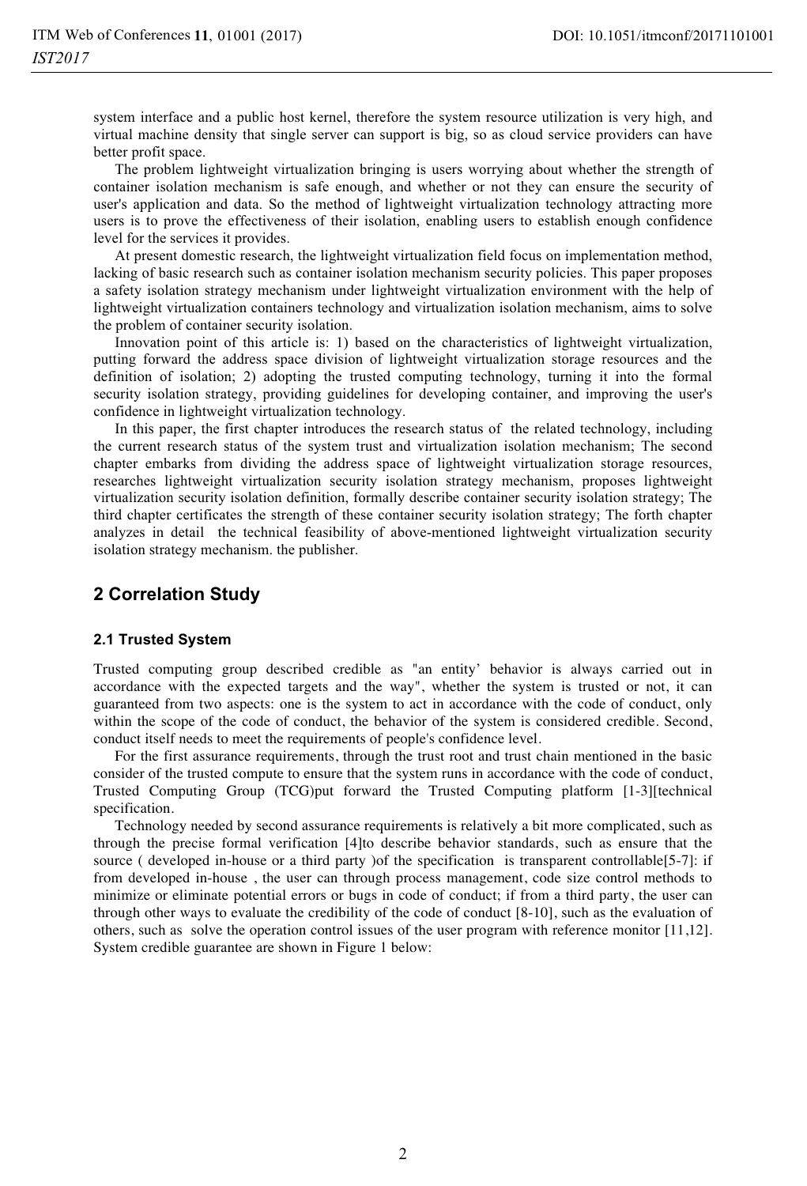system interface and a public host kernel, therefore the system resource utilization is very high, and virtual machine density that single server can support is big, so as cloud service providers can have better profit space.

The problem lightweight virtualization bringing is users worrying about whether the strength of container isolation mechanism is safe enough, and whether or not they can ensure the security of user's application and data. So the method of lightweight virtualization technology attracting more users is to prove the effectiveness of their isolation, enabling users to establish enough confidence level for the services it provides.

At present domestic research, the lightweight virtualization field focus on implementation method, lacking of basic research such as container isolation mechanism security policies. This paper proposes a safety isolation strategy mechanism under lightweight virtualization environment with the help of lightweight virtualization containers technology and virtualization isolation mechanism, aims to solve the problem of container security isolation.

Innovation point of this article is: 1) based on the characteristics of lightweight virtualization, putting forward the address space division of lightweight virtualization storage resources and the definition of isolation; 2) adopting the trusted computing technology, turning it into the formal security isolation strategy, providing guidelines for developing container, and improving the user's confidence in lightweight virtualization technology.

In this paper, the first chapter introduces the research status of the related technology, including the current research status of the system trust and virtualization isolation mechanism; The second chapter embarks from dividing the address space of lightweight virtualization storage resources, researches lightweight virtualization security isolation strategy mechanism, proposes lightweight virtualization security isolation definition, formally describe container security isolation strategy; The third chapter certificates the strength of these container security isolation strategy; The forth chapter analyzes in detail the technical feasibility of above-mentioned lightweight virtualization security isolation strategy mechanism. the publisher.

## 2 Correlation Study

### 2.1 Trusted System

Trusted computing group described credible as "an entity' behavior is always carried out in accordance with the expected targets and the way", whether the system is trusted or not, it can guaranteed from two aspects: one is the system to act in accordance with the code of conduct, only within the scope of the code of conduct, the behavior of the system is considered credible. Second, conduct itself needs to meet the requirements of people's confidence level.

For the first assurance requirements, through the trust root and trust chain mentioned in the basic consider of the trusted compute to ensure that the system runs in accordance with the code of conduct, Trusted Computing Group (TCG)put forward the Trusted Computing platform [1-3][technical specification.

Technology needed by second assurance requirements is relatively a bit more complicated, such as through the precise formal verification [4]to describe behavior standards, such as ensure that the source ( developed in-house or a third party )of the specification is transparent controllable[5-7]: if from developed in-house , the user can through process management, code size control methods to minimize or eliminate potential errors or bugs in code of conduct; if from a third party, the user can through other ways to evaluate the credibility of the code of conduct [8-10], such as the evaluation of others, such as solve the operation control issues of the user program with reference monitor [11,12]. System credible guarantee are shown in Figure 1 below: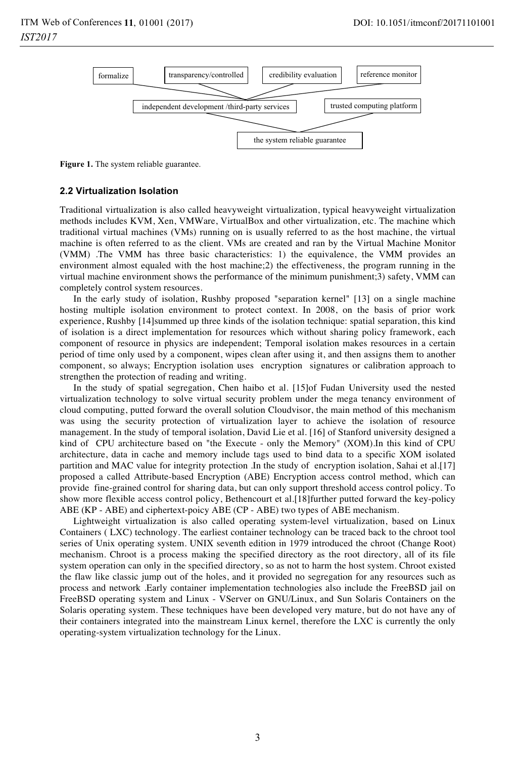formalize

transparency/controlled

credibility evaluation

reference monitor

independent development /third-party services

trusted computing platform

the system reliable guarantee

**Figure 1.** The system reliable guarantee.

### 2.2 Virtualization Isolation

Traditional virtualization is also called heavyweight virtualization, typical heavyweight virtualization methods includes KVM, Xen, VMWare, VirtualBox and other virtualization, etc. The machine which traditional virtual machines (VMs) running on is usually referred to as the host machine, the virtual machine is often referred to as the client. VMs are created and ran by the Virtual Machine Monitor (VMM) .The VMM has three basic characteristics: 1) the equivalence, the VMM provides an environment almost equaled with the host machine;2) the effectiveness, the program running in the virtual machine environment shows the performance of the minimum punishment;3) safety, VMM can completely control system resources.

In the early study of isolation, Rushby proposed "separation kernel" [13] on a single machine hosting multiple isolation environment to protect context. In 2008, on the basis of prior work experience, Rushby [14]summed up three kinds of the isolation technique: spatial separation, this kind of isolation is a direct implementation for resources which without sharing policy framework, each component of resource in physics are independent; Temporal isolation makes resources in a certain period of time only used by a component, wipes clean after using it, and then assigns them to another component, so always; Encryption isolation uses encryption signatures or calibration approach to strengthen the protection of reading and writing.

In the study of spatial segregation, Chen haibo et al. [15]of Fudan University used the nested virtualization technology to solve virtual security problem under the mega tenancy environment of cloud computing, putted forward the overall solution Cloudvisor, the main method of this mechanism was using the security protection of virtualization layer to achieve the isolation of resource management. In the study of temporal isolation, David Lie et al. [16] of Stanford university designed a kind of CPU architecture based on "the Execute - only the Memory" (XOM).In this kind of CPU architecture, data in cache and memory include tags used to bind data to a specific XOM isolated partition and MAC value for integrity protection .In the study of encryption isolation, Sahai et al.[17] proposed a called Attribute-based Encryption (ABE) Encryption access control method, which can provide fine-grained control for sharing data, but can only support threshold access control policy. To show more flexible access control policy, Bethencourt et al.[18]further putted forward the key-policy ABE (KP - ABE) and ciphertext-poicy ABE (CP - ABE) two types of ABE mechanism.

Lightweight virtualization is also called operating system-level virtualization, based on Linux Containers ( LXC) technology. The earliest container technology can be traced back to the chroot tool series of Unix operating system. UNIX seventh edition in 1979 introduced the chroot (Change Root) mechanism. Chroot is a process making the specified directory as the root directory, all of its file system operation can only in the specified directory, so as not to harm the host system. Chroot existed the flaw like classic jump out of the holes, and it provided no segregation for any resources such as process and network .Early container implementation technologies also include the FreeBSD jail on FreeBSD operating system and Linux - VServer on GNU/Linux, and Sun Solaris Containers on the Solaris operating system. These techniques have been developed very mature, but do not have any of their containers integrated into the mainstream Linux kernel, therefore the LXC is currently the only operating-system virtualization technology for the Linux.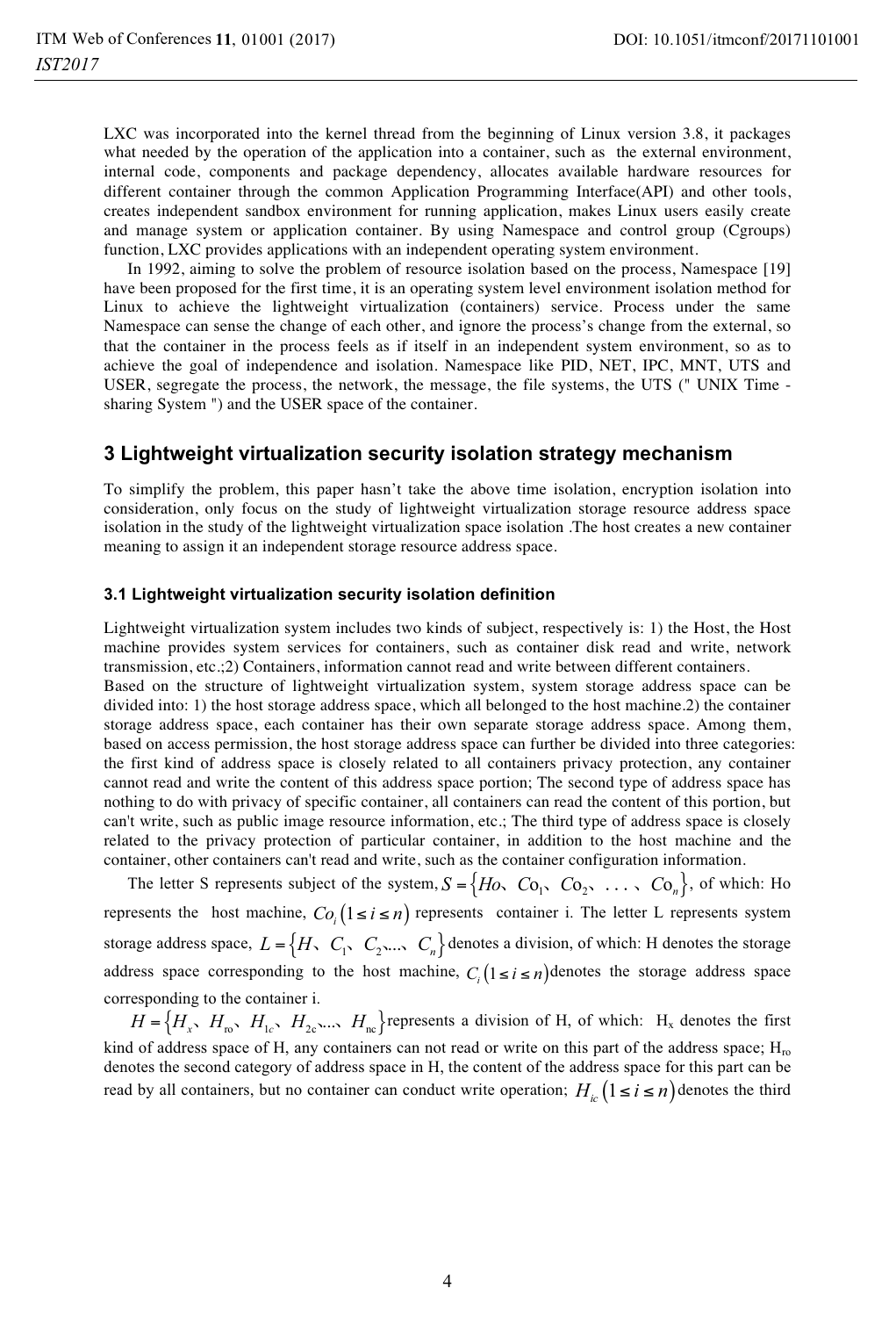LXC was incorporated into the kernel thread from the beginning of Linux version 3.8, it packages what needed by the operation of the application into a container, such as the external environment, internal code, components and package dependency, allocates available hardware resources for different container through the common Application Programming Interface(API) and other tools, creates independent sandbox environment for running application, makes Linux users easily create and manage system or application container. By using Namespace and control group (Cgroups) function, LXC provides applications with an independent operating system environment.

In 1992, aiming to solve the problem of resource isolation based on the process, Namespace [19] have been proposed for the first time, it is an operating system level environment isolation method for Linux to achieve the lightweight virtualization (containers) service. Process under the same Namespace can sense the change of each other, and ignore the process's change from the external, so that the container in the process feels as if itself in an independent system environment, so as to achieve the goal of independence and isolation. Namespace like PID, NET, IPC, MNT, UTS and USER, segregate the process, the network, the message, the file systems, the UTS (" UNIX Time - sharing System ") and the USER space of the container.

## 3 Lightweight virtualization security isolation strategy mechanism

To simplify the problem, this paper hasn't take the above time isolation, encryption isolation into consideration, only focus on the study of lightweight virtualization storage resource address space isolation in the study of the lightweight virtualization space isolation .The host creates a new container meaning to assign it an independent storage resource address space.

### 3.1 Lightweight virtualization security isolation definition

Lightweight virtualization system includes two kinds of subject, respectively is: 1) the Host, the Host machine provides system services for containers, such as container disk read and write, network transmission, etc.;2) Containers, information cannot read and write between different containers.
Based on the structure of lightweight virtualization system, system storage address space can be divided into: 1) the host storage address space, which all belonged to the host machine.2) the container storage address space, each container has their own separate storage address space. Among them, based on access permission, the host storage address space can further be divided into three categories: the first kind of address space is closely related to all containers privacy protection, any container cannot read and write the content of this address space portion; The second type of address space has nothing to do with privacy of specific container, all containers can read the content of this portion, but can't write, such as public image resource information, etc.; The third type of address space is closely related to the privacy protection of particular container, in addition to the host machine and the container, other containers can't read and write, such as the container configuration information.

The letter S represents subject of the system, $S=\{Ho、Co_1、Co_2、...、Co_n\}$, of which: Ho represents the host machine, $Co_i\,(1\le i\le n)$ represents container i. The letter L represents system storage address space, $L=\{H、C_1、C_2、...、C_n\}$ denotes a division, of which: H denotes the storage address space corresponding to the host machine, $C_i\,(1\le i\le n)$ denotes the storage address space corresponding to the container i.

$H=\{H_x、H_{ro}、H_{1c}、H_{2c}、...、H_{nc}\}$ represents a division of H, of which: $H_x$ denotes the first kind of address space of H, any containers can not read or write on this part of the address space; $H_{ro}$ denotes the second category of address space in H, the content of the address space for this part can be read by all containers, but no container can conduct write operation; $H_{ic}\,(1\le i\le n)$ denotes the third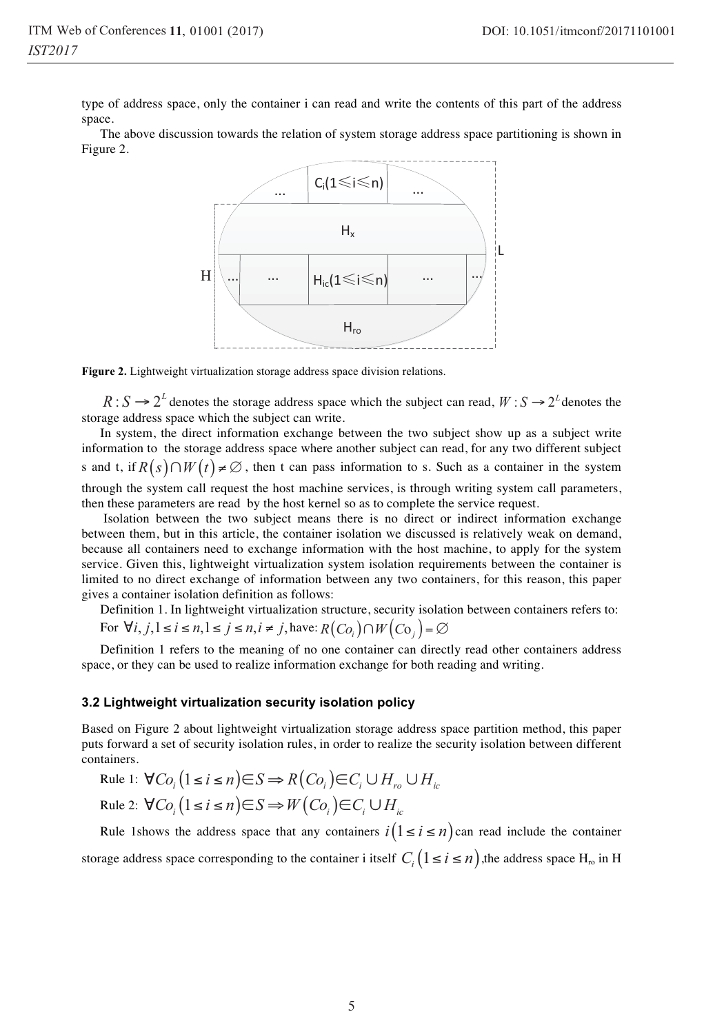type of address space, only the container i can read and write the contents of this part of the address space.

The above discussion towards the relation of system storage address space partitioning is shown in Figure 2.

**Figure 2.** Lightweight virtualization storage address space division relations.

$R : S \rightarrow 2^L$ denotes the storage address space which the subject can read, $W : S \rightarrow 2^L$ denotes the storage address space which the subject can write.

In system, the direct information exchange between the two subject show up as a subject write information to the storage address space where another subject can read, for any two different subject s and t, if $R(s) \cap W(t) \neq \varnothing$, then t can pass information to s. Such as a container in the system through the system call request the host machine services, is through writing system call parameters, then these parameters are read by the host kernel so as to complete the service request.

Isolation between the two subject means there is no direct or indirect information exchange between them, but in this article, the container isolation we discussed is relatively weak on demand, because all containers need to exchange information with the host machine, to apply for the system service. Given this, lightweight virtualization system isolation requirements between the container is limited to no direct exchange of information between any two containers, for this reason, this paper gives a container isolation definition as follows:

Definition 1. In lightweight virtualization structure, security isolation between containers refers to: For $\forall i, j, 1 \leq i \leq n, 1 \leq j \leq n, i \neq j$, have: $R(Co_i) \cap W(Co_j) = \varnothing$

Definition 1 refers to the meaning of no one container can directly read other containers address space, or they can be used to realize information exchange for both reading and writing.

### 3.2 Lightweight virtualization security isolation policy

Based on Figure 2 about lightweight virtualization storage address space partition method, this paper puts forward a set of security isolation rules, in order to realize the security isolation between different containers.

Rule 1: $\forall Co_i (1 \leq i \leq n) \in S \Rightarrow R(Co_i) \in C_i \cup H_{ro} \cup H_{ic}$

Rule 2: $\forall Co_i (1 \leq i \leq n) \in S \Rightarrow W(Co_i) \in C_i \cup H_{ic}$

Rule 1shows the address space that any containers $i(1 \leq i \leq n)$ can read include the container storage address space corresponding to the container i itself $C_i (1 \leq i \leq n)$,the address space $H_{ro}$ in H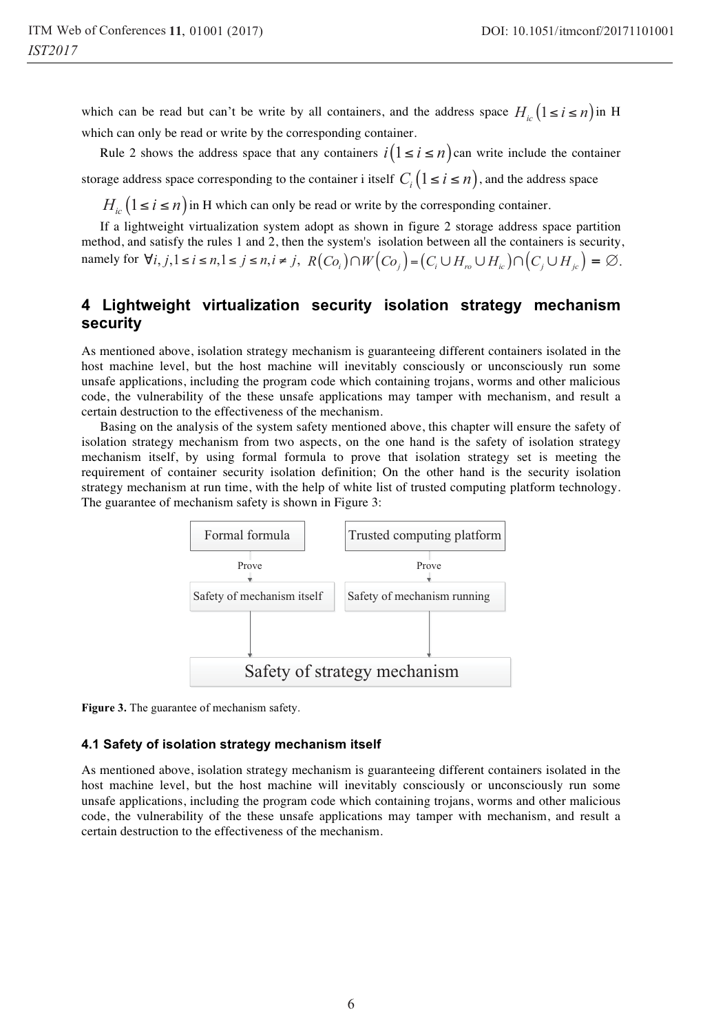which can be read but can't be write by all containers, and the address space $H_{ic}\left(1 \le i \le n\right)$ in H which can only be read or write by the corresponding container.

Rule 2 shows the address space that any containers $i\left(1 \le i \le n\right)$ can write include the container storage address space corresponding to the container i itself $C_i\left(1 \le i \le n\right)$, and the address space $H_{ic}\left(1 \le i \le n\right)$ in H which can only be read or write by the corresponding container.

If a lightweight virtualization system adopt as shown in figure 2 storage address space partition method, and satisfy the rules 1 and 2, then the system's isolation between all the containers is security, namely for $\forall i, j, 1 \le i \le n, 1 \le j \le n, i \ne j$, $R\left(Co_i\right) \cap W\left(Co_j\right) = \left(C_i \cup H_{ro} \cup H_{ic}\right) \cap \left(C_j \cup H_{jc}\right) = \varnothing$.

## 4 Lightweight virtualization security isolation strategy mechanism security

As mentioned above, isolation strategy mechanism is guaranteeing different containers isolated in the host machine level, but the host machine will inevitably consciously or unconsciously run some unsafe applications, including the program code which containing trojans, worms and other malicious code, the vulnerability of the these unsafe applications may tamper with mechanism, and result a certain destruction to the effectiveness of the mechanism.

Basing on the analysis of the system safety mentioned above, this chapter will ensure the safety of isolation strategy mechanism from two aspects, on the one hand is the safety of isolation strategy mechanism itself, by using formal formula to prove that isolation strategy set is meeting the requirement of container security isolation definition; On the other hand is the security isolation strategy mechanism at run time, with the help of white list of trusted computing platform technology. The guarantee of mechanism safety is shown in Figure 3:

Formal formula → Prove → Safety of mechanism itself

Trusted computing platform → Prove → Safety of mechanism running

Safety of mechanism itself, Safety of mechanism running → Safety of strategy mechanism

**Figure 3.** The guarantee of mechanism safety.

### 4.1 Safety of isolation strategy mechanism itself

As mentioned above, isolation strategy mechanism is guaranteeing different containers isolated in the host machine level, but the host machine will inevitably consciously or unconsciously run some unsafe applications, including the program code which containing trojans, worms and other malicious code, the vulnerability of the these unsafe applications may tamper with mechanism, and result a certain destruction to the effectiveness of the mechanism.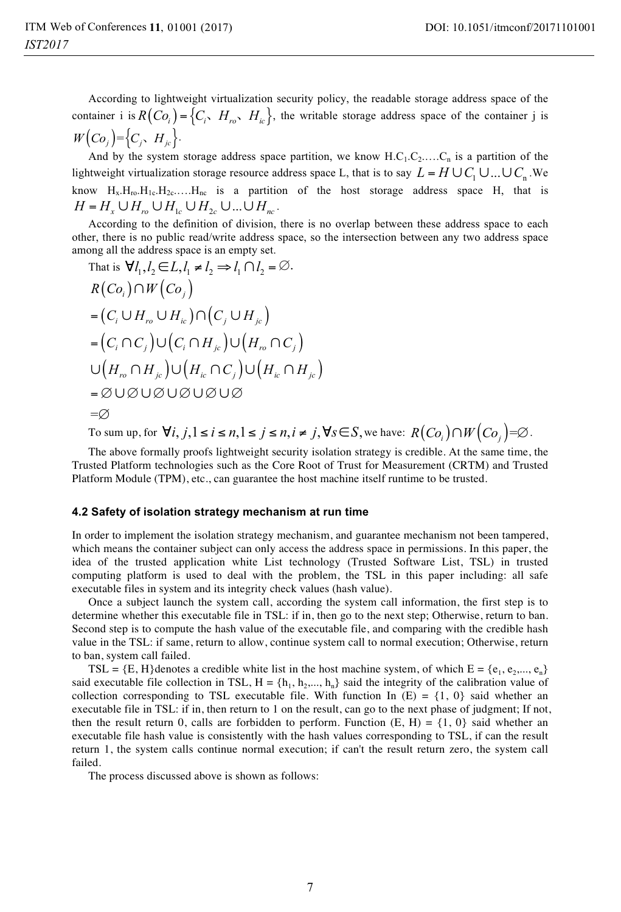According to lightweight virtualization security policy, the readable storage address space of the container i is $R(Co_i) = \{C_i、H_{ro}、H_{ic}\}$, the writable storage address space of the container j is $W(Co_j)=\{C_j、H_{jc}\}$.

And by the system storage address space partition, we know H.$C_1$.$C_2$.….$C_n$ is a partition of the lightweight virtualization storage resource address space L, that is to say $L = H \cup C_1 \cup ... \cup C_n$. We know $H_x$.$H_{ro}$.$H_{1c}$.$H_{2c}$.….$H_{nc}$ is a partition of the host storage address space H, that is $H = H_x \cup H_{ro} \cup H_{1c} \cup H_{2c} \cup ... \cup H_{nc}$.

According to the definition of division, there is no overlap between these address space to each other, there is no public read/write address space, so the intersection between any two address space among all the address space is an empty set.

That is $\forall l_1, l_2 \in L, l_1 \neq l_2 \Rightarrow l_1 \cap l_2 = \varnothing$.

$$
\begin{aligned}
& R(Co_i) \cap W(Co_j) \\
& = (C_i \cup H_{ro} \cup H_{ic}) \cap (C_j \cup H_{jc}) \\
& = (C_i \cap C_j) \cup (C_i \cap H_{jc}) \cup (H_{ro} \cap C_j) \\
& \cup (H_{ro} \cap H_{jc}) \cup (H_{ic} \cap C_j) \cup (H_{ic} \cap H_{jc}) \\
& = \varnothing \cup \varnothing \cup \varnothing \cup \varnothing \cup \varnothing \cup \varnothing \\
& = \varnothing
\end{aligned}
$$

To sum up, for $\forall i, j, 1 \leq i \leq n, 1 \leq j \leq n, i \neq j, \forall s \in S$, we have: $R(Co_i) \cap W(Co_j) = \varnothing$.

The above formally proofs lightweight security isolation strategy is credible. At the same time, the Trusted Platform technologies such as the Core Root of Trust for Measurement (CRTM) and Trusted Platform Module (TPM), etc., can guarantee the host machine itself runtime to be trusted.

### 4.2 Safety of isolation strategy mechanism at run time

In order to implement the isolation strategy mechanism, and guarantee mechanism not been tampered, which means the container subject can only access the address space in permissions. In this paper, the idea of the trusted application white List technology (Trusted Software List, TSL) in trusted computing platform is used to deal with the problem, the TSL in this paper including: all safe executable files in system and its integrity check values (hash value).

Once a subject launch the system call, according the system call information, the first step is to determine whether this executable file in TSL: if in, then go to the next step; Otherwise, return to ban. Second step is to compute the hash value of the executable file, and comparing with the credible hash value in the TSL: if same, return to allow, continue system call to normal execution; Otherwise, return to ban, system call failed.

TSL = {E, H}denotes a credible white list in the host machine system, of which E = {$e_1$, $e_2$,..., $e_n$} said executable file collection in TSL, H = {$h_1$, $h_2$,..., $h_n$} said the integrity of the calibration value of collection corresponding to TSL executable file. With function In (E) = {1, 0} said whether an executable file in TSL: if in, then return to 1 on the result, can go to the next phase of judgment; If not, then the result return 0, calls are forbidden to perform. Function (E, H) = {1, 0} said whether an executable file hash value is consistently with the hash values corresponding to TSL, if can the result return 1, the system calls continue normal execution; if can't the result return zero, the system call failed.

The process discussed above is shown as follows: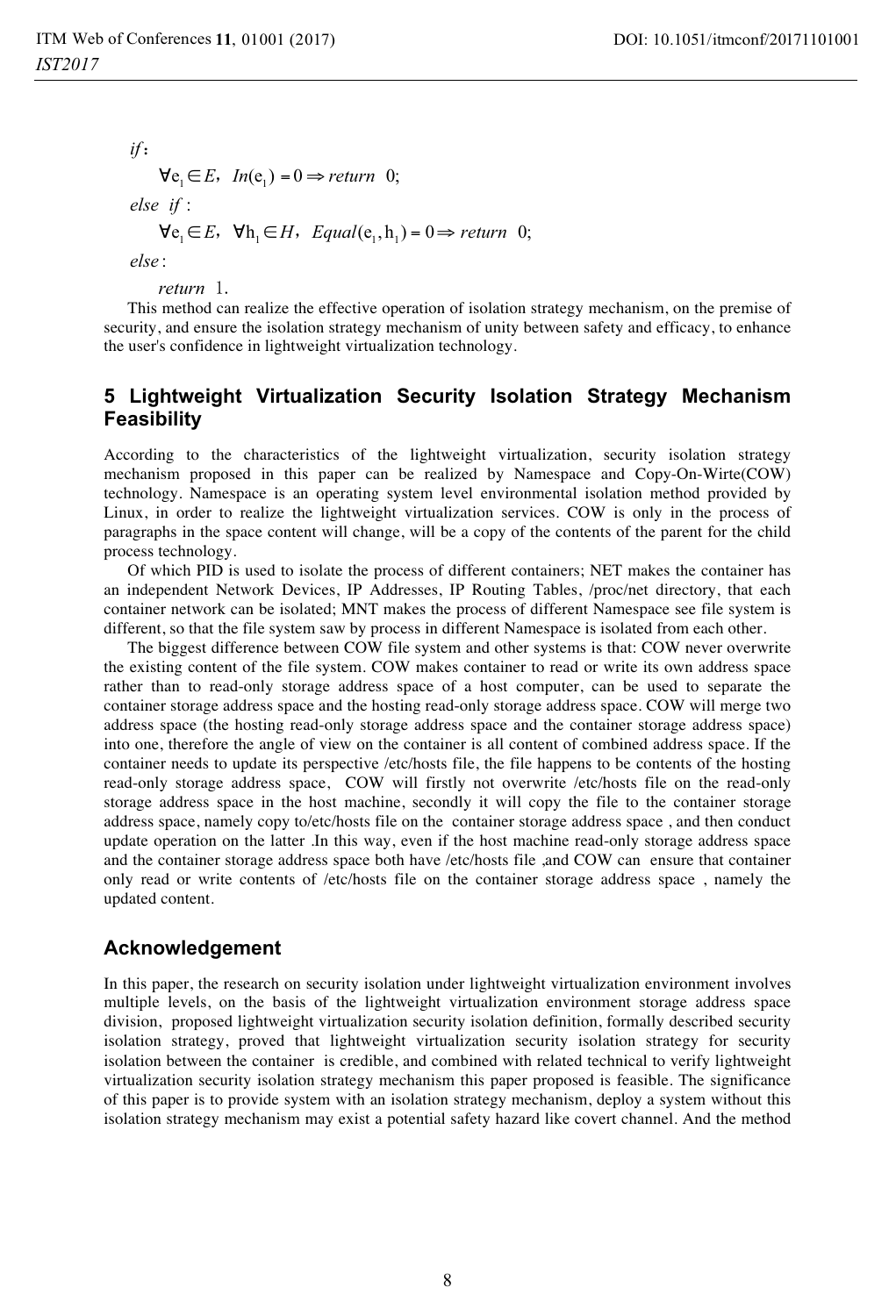*if*:

$\forall e_1 \in E, \ In(e_1) = 0 \Rightarrow return \ \ 0;$

*else if* :

$\forall e_1 \in E, \ \forall h_1 \in H, \ Equal(e_1, h_1) = 0 \Rightarrow return \ \ 0;$

*else*:

*return* 1.

This method can realize the effective operation of isolation strategy mechanism, on the premise of security, and ensure the isolation strategy mechanism of unity between safety and efficacy, to enhance the user's confidence in lightweight virtualization technology.

## 5 Lightweight Virtualization Security Isolation Strategy Mechanism Feasibility

According to the characteristics of the lightweight virtualization, security isolation strategy mechanism proposed in this paper can be realized by Namespace and Copy-On-Wirte(COW) technology. Namespace is an operating system level environmental isolation method provided by Linux, in order to realize the lightweight virtualization services. COW is only in the process of paragraphs in the space content will change, will be a copy of the contents of the parent for the child process technology.

Of which PID is used to isolate the process of different containers; NET makes the container has an independent Network Devices, IP Addresses, IP Routing Tables, /proc/net directory, that each container network can be isolated; MNT makes the process of different Namespace see file system is different, so that the file system saw by process in different Namespace is isolated from each other.

The biggest difference between COW file system and other systems is that: COW never overwrite the existing content of the file system. COW makes container to read or write its own address space rather than to read-only storage address space of a host computer, can be used to separate the container storage address space and the hosting read-only storage address space. COW will merge two address space (the hosting read-only storage address space and the container storage address space) into one, therefore the angle of view on the container is all content of combined address space. If the container needs to update its perspective /etc/hosts file, the file happens to be contents of the hosting read-only storage address space, COW will firstly not overwrite /etc/hosts file on the read-only storage address space in the host machine, secondly it will copy the file to the container storage address space, namely copy to/etc/hosts file on the container storage address space , and then conduct update operation on the latter .In this way, even if the host machine read-only storage address space and the container storage address space both have /etc/hosts file ,and COW can ensure that container only read or write contents of /etc/hosts file on the container storage address space , namely the updated content.

## Acknowledgement

In this paper, the research on security isolation under lightweight virtualization environment involves multiple levels, on the basis of the lightweight virtualization environment storage address space division, proposed lightweight virtualization security isolation definition, formally described security isolation strategy, proved that lightweight virtualization security isolation strategy for security isolation between the container is credible, and combined with related technical to verify lightweight virtualization security isolation strategy mechanism this paper proposed is feasible. The significance of this paper is to provide system with an isolation strategy mechanism, deploy a system without this isolation strategy mechanism may exist a potential safety hazard like covert channel. And the method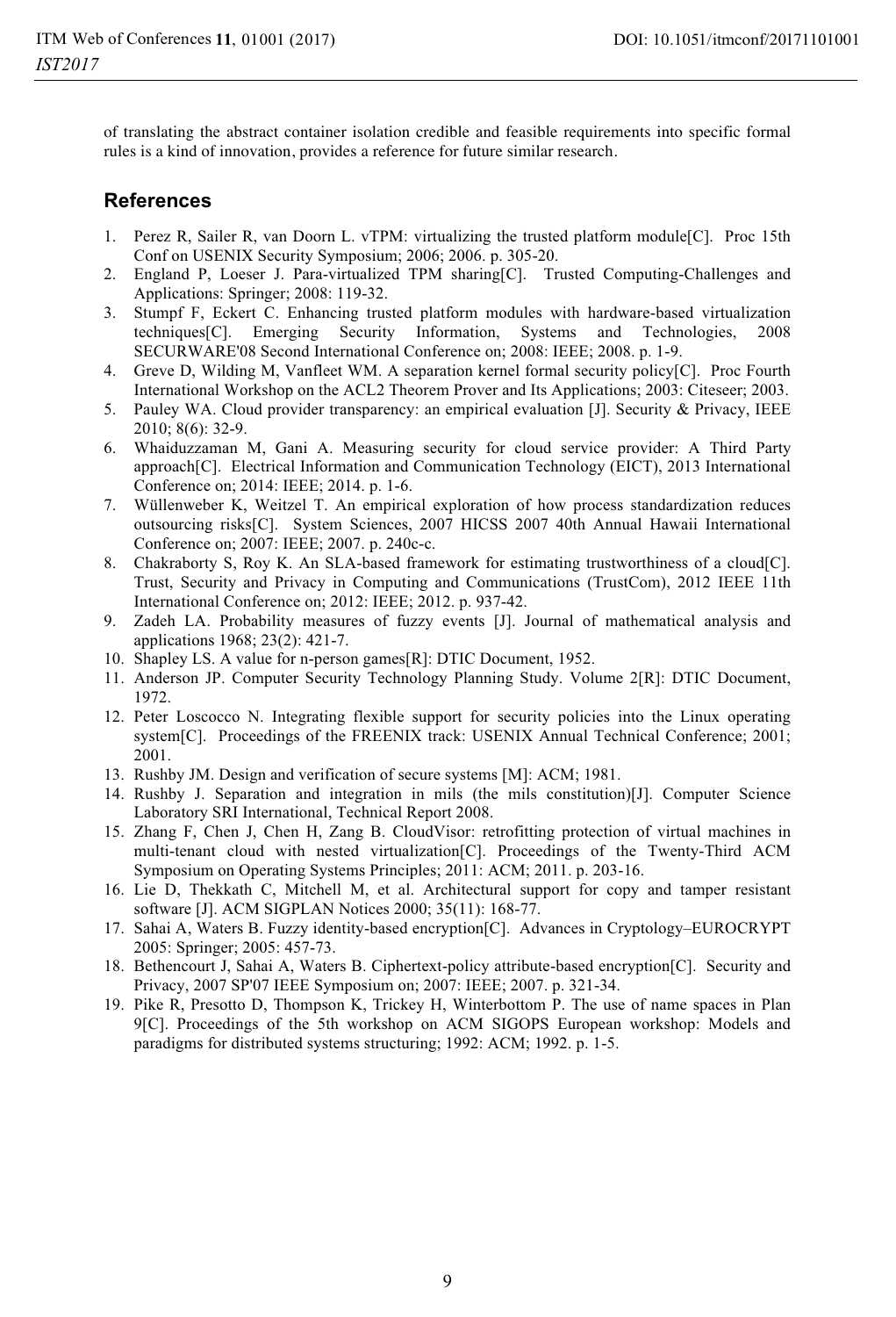of translating the abstract container isolation credible and feasible requirements into specific formal rules is a kind of innovation, provides a reference for future similar research.

## References

1. Perez R, Sailer R, van Doorn L. vTPM: virtualizing the trusted platform module[C]. Proc 15th Conf on USENIX Security Symposium; 2006; 2006. p. 305-20.
2. England P, Loeser J. Para-virtualized TPM sharing[C]. Trusted Computing-Challenges and Applications: Springer; 2008: 119-32.
3. Stumpf F, Eckert C. Enhancing trusted platform modules with hardware-based virtualization techniques[C]. Emerging Security Information, Systems and Technologies, 2008 SECURWARE'08 Second International Conference on; 2008: IEEE; 2008. p. 1-9.
4. Greve D, Wilding M, Vanfleet WM. A separation kernel formal security policy[C]. Proc Fourth International Workshop on the ACL2 Theorem Prover and Its Applications; 2003: Citeseer; 2003.
5. Pauley WA. Cloud provider transparency: an empirical evaluation [J]. Security & Privacy, IEEE 2010; 8(6): 32-9.
6. Whaiduzzaman M, Gani A. Measuring security for cloud service provider: A Third Party approach[C]. Electrical Information and Communication Technology (EICT), 2013 International Conference on; 2014: IEEE; 2014. p. 1-6.
7. Wüllenweber K, Weitzel T. An empirical exploration of how process standardization reduces outsourcing risks[C]. System Sciences, 2007 HICSS 2007 40th Annual Hawaii International Conference on; 2007: IEEE; 2007. p. 240c-c.
8. Chakraborty S, Roy K. An SLA-based framework for estimating trustworthiness of a cloud[C]. Trust, Security and Privacy in Computing and Communications (TrustCom), 2012 IEEE 11th International Conference on; 2012: IEEE; 2012. p. 937-42.
9. Zadeh LA. Probability measures of fuzzy events [J]. Journal of mathematical analysis and applications 1968; 23(2): 421-7.
10. Shapley LS. A value for n-person games[R]: DTIC Document, 1952.
11. Anderson JP. Computer Security Technology Planning Study. Volume 2[R]: DTIC Document, 1972.
12. Peter Loscocco N. Integrating flexible support for security policies into the Linux operating system[C]. Proceedings of the FREENIX track: USENIX Annual Technical Conference; 2001; 2001.
13. Rushby JM. Design and verification of secure systems [M]: ACM; 1981.
14. Rushby J. Separation and integration in mils (the mils constitution)[J]. Computer Science Laboratory SRI International, Technical Report 2008.
15. Zhang F, Chen J, Chen H, Zang B. CloudVisor: retrofitting protection of virtual machines in multi-tenant cloud with nested virtualization[C]. Proceedings of the Twenty-Third ACM Symposium on Operating Systems Principles; 2011: ACM; 2011. p. 203-16.
16. Lie D, Thekkath C, Mitchell M, et al. Architectural support for copy and tamper resistant software [J]. ACM SIGPLAN Notices 2000; 35(11): 168-77.
17. Sahai A, Waters B. Fuzzy identity-based encryption[C]. Advances in Cryptology–EUROCRYPT 2005: Springer; 2005: 457-73.
18. Bethencourt J, Sahai A, Waters B. Ciphertext-policy attribute-based encryption[C]. Security and Privacy, 2007 SP'07 IEEE Symposium on; 2007: IEEE; 2007. p. 321-34.
19. Pike R, Presotto D, Thompson K, Trickey H, Winterbottom P. The use of name spaces in Plan 9[C]. Proceedings of the 5th workshop on ACM SIGOPS European workshop: Models and paradigms for distributed systems structuring; 1992: ACM; 1992. p. 1-5.